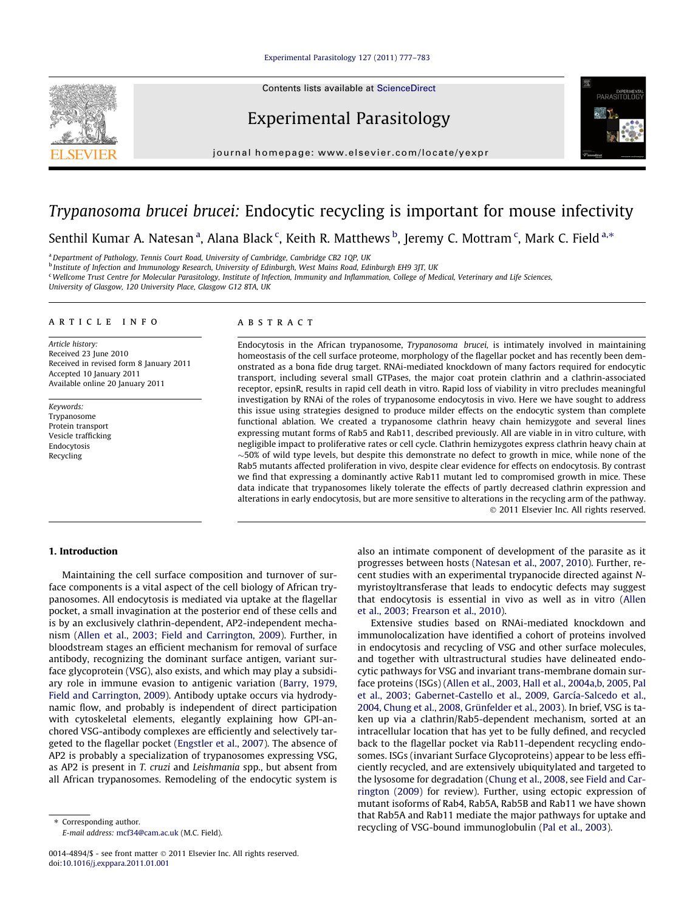# *Trypanosoma brucei brucei*: Endocytic recycling is important for mouse infectivity

Senthil Kumar A. Natesan [a], Alana Black [c], Keith R. Matthews [b], Jeremy C. Mottram [c], Mark C. Field [a,*]

[a] Department of Pathology, Tennis Court Road, University of Cambridge, Cambridge CB2 1QP, UK
[b] Institute of Infection and Immunology Research, University of Edinburgh, West Mains Road, Edinburgh EH9 3JT, UK
[c] Wellcome Trust Centre for Molecular Parasitology, Institute of Infection, Immunity and Inflammation, College of Medical, Veterinary and Life Sciences, University of Glasgow, 120 University Place, Glasgow G12 8TA, UK

## ARTICLE INFO

*Article history:*
Received 23 June 2010
Received in revised form 8 January 2011
Accepted 10 January 2011
Available online 20 January 2011

*Keywords:*
Trypanosome
Protein transport
Vesicle trafficking
Endocytosis
Recycling

## ABSTRACT

Endocytosis in the African trypanosome, *Trypanosoma brucei*, is intimately involved in maintaining homeostasis of the cell surface proteome, morphology of the flagellar pocket and has recently been demonstrated as a bona fide drug target. RNAi-mediated knockdown of many factors required for endocytic transport, including several small GTPases, the major coat protein clathrin and a clathrin-associated receptor, epsinR, results in rapid cell death in vitro. Rapid loss of viability in vitro precludes meaningful investigation by RNAi of the roles of trypanosome endocytosis in vivo. Here we have sought to address this issue using strategies designed to produce milder effects on the endocytic system than complete functional ablation. We created a trypanosome clathrin heavy chain hemizygote and several lines expressing mutant forms of Rab5 and Rab11, described previously. All are viable in in vitro culture, with negligible impact to proliferative rates or cell cycle. Clathrin hemizygotes express clathrin heavy chain at ~50% of wild type levels, but despite this demonstrate no defect to growth in mice, while none of the Rab5 mutants affected proliferation in vivo, despite clear evidence for effects on endocytosis. By contrast we find that expressing a dominantly active Rab11 mutant led to compromised growth in mice. These data indicate that trypanosomes likely tolerate the effects of partly decreased clathrin expression and alterations in early endocytosis, but are more sensitive to alterations in the recycling arm of the pathway.

© 2011 Elsevier Inc. All rights reserved.

## 1. Introduction

Maintaining the cell surface composition and turnover of surface components is a vital aspect of the cell biology of African trypanosomes. All endocytosis is mediated via uptake at the flagellar pocket, a small invagination at the posterior end of these cells and is by an exclusively clathrin-dependent, AP2-independent mechanism (Allen et al., 2003; Field and Carrington, 2009). Further, in bloodstream stages an efficient mechanism for removal of surface antibody, recognizing the dominant surface antigen, variant surface glycoprotein (VSG), also exists, and which may play a subsidiary role in immune evasion to antigenic variation (Barry, 1979, Field and Carrington, 2009). Antibody uptake occurs via hydrodynamic flow, and probably is independent of direct participation with cytoskeletal elements, elegantly explaining how GPI-anchored VSG-antibody complexes are efficiently and selectively targeted to the flagellar pocket (Engstler et al., 2007). The absence of AP2 is probably a specialization of trypanosomes expressing VSG, as AP2 is present in *T. cruzi* and *Leishmania* spp., but absent from all African trypanosomes. Remodeling of the endocytic system is also an intimate component of development of the parasite as it progresses between hosts (Natesan et al., 2007, 2010). Further, recent studies with an experimental trypanocide directed against *N*-myristoyltransferase that leads to endocytic defects may suggest that endocytosis is essential in vivo as well as in vitro (Allen et al., 2003; Frearson et al., 2010).

Extensive studies based on RNAi-mediated knockdown and immunolocalization have identified a cohort of proteins involved in endocytosis and recycling of VSG and other surface molecules, and together with ultrastructural studies have delineated endocytic pathways for VSG and invariant trans-membrane domain surface proteins (ISGs) (Allen et al., 2003, Hall et al., 2004a,b, 2005, Pal et al., 2003; Gabernet-Castello et al., 2009, García-Salcedo et al., 2004, Chung et al., 2008, Grünfelder et al., 2003). In brief, VSG is taken up via a clathrin/Rab5-dependent mechanism, sorted at an intracellular location that has yet to be fully defined, and recycled back to the flagellar pocket via Rab11-dependent recycling endosomes. ISGs (invariant Surface Glycoproteins) appear to be less efficiently recycled, and are extensively ubiquitylated and targeted to the lysosome for degradation (Chung et al., 2008, see Field and Carrington (2009) for review). Further, using ectopic expression of mutant isoforms of Rab4, Rab5A, Rab5B and Rab11 we have shown that Rab5A and Rab11 mediate the major pathways for uptake and recycling of VSG-bound immunoglobulin (Pal et al., 2003).

* Corresponding author.
*E-mail address:* mcf34@cam.ac.uk (M.C. Field).

0014-4894/$ - see front matter © 2011 Elsevier Inc. All rights reserved.
doi:10.1016/j.exppara.2011.01.001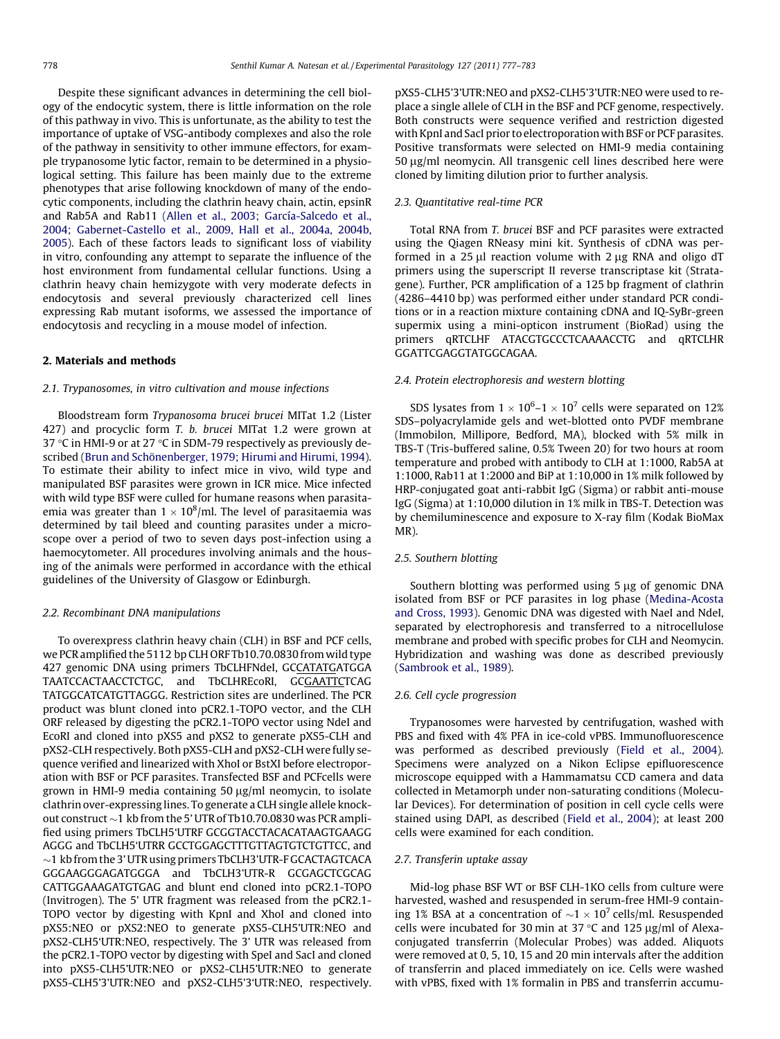Despite these significant advances in determining the cell biology of the endocytic system, there is little information on the role of this pathway in vivo. This is unfortunate, as the ability to test the importance of uptake of VSG-antibody complexes and also the role of the pathway in sensitivity to other immune effectors, for example trypanosome lytic factor, remain to be determined in a physiological setting. This failure has been mainly due to the extreme phenotypes that arise following knockdown of many of the endocytic components, including the clathrin heavy chain, actin, epsinR and Rab5A and Rab11 (Allen et al., 2003; García-Salcedo et al., 2004; Gabernet-Castello et al., 2009, Hall et al., 2004a, 2004b, 2005). Each of these factors leads to significant loss of viability in vitro, confounding any attempt to separate the influence of the host environment from fundamental cellular functions. Using a clathrin heavy chain hemizygote with very moderate defects in endocytosis and several previously characterized cell lines expressing Rab mutant isoforms, we assessed the importance of endocytosis and recycling in a mouse model of infection.

## 2. Materials and methods

### 2.1. Trypanosomes, in vitro cultivation and mouse infections

Bloodstream form *Trypanosoma brucei brucei* MITat 1.2 (Lister 427) and procyclic form *T. b. brucei* MITat 1.2 were grown at 37 °C in HMI-9 or at 27 °C in SDM-79 respectively as previously described (Brun and Schönenberger, 1979; Hirumi and Hirumi, 1994). To estimate their ability to infect mice in vivo, wild type and manipulated BSF parasites were grown in ICR mice. Mice infected with wild type BSF were culled for humane reasons when parasitaemia was greater than $1 \times 10^8$/ml. The level of parasitaemia was determined by tail bleed and counting parasites under a microscope over a period of two to seven days post-infection using a haemocytometer. All procedures involving animals and the housing of the animals were performed in accordance with the ethical guidelines of the University of Glasgow or Edinburgh.

### 2.2. Recombinant DNA manipulations

To overexpress clathrin heavy chain (CLH) in BSF and PCF cells, we PCR amplified the 5112 bp CLH ORF Tb10.70.0830 from wild type 427 genomic DNA using primers TbCLHFNdeI, GCCATATGATGGA TAATCCACTAACCTCTGC, and TbCLHREcoRI, GCGAATTCTCAG TATGGCATCATGTTAGGG. Restriction sites are underlined. The PCR product was blunt cloned into pCR2.1-TOPO vector, and the CLH ORF released by digesting the pCR2.1-TOPO vector using NdeI and EcoRI and cloned into pXS5 and pXS2 to generate pXS5-CLH and pXS2-CLH respectively. Both pXS5-CLH and pXS2-CLH were fully sequence verified and linearized with XhoI or BstXI before electroporation with BSF or PCF parasites. Transfected BSF and PCFcells were grown in HMI-9 media containing 50 μg/ml neomycin, to isolate clathrin over-expressing lines. To generate a CLH single allele knockout construct ~1 kb from the 5' UTR of Tb10.70.0830 was PCR amplified using primers TbCLH5'UTRF GCGGTACCTACACATAAGTGAAGG AGGG and TbCLH5'UTRR GCCTGGAGCTTTGTTAGTGTCTGTTCC, and ~1 kb from the 3' UTR using primers TbCLH3'UTR-F GCACTAGTCACA GGGAAGGGAGATGGGA and TbCLH3'UTR-R GCGAGCTCGCAG CATTGGAAAGATGTGAG and blunt end cloned into pCR2.1-TOPO (Invitrogen). The 5' UTR fragment was released from the pCR2.1-TOPO vector by digesting with KpnI and XhoI and cloned into pXS5:NEO or pXS2:NEO to generate pXS5-CLH5'UTR:NEO and pXS2-CLH5'UTR:NEO, respectively. The 3' UTR was released from the pCR2.1-TOPO vector by digesting with SpeI and SacI and cloned into pXS5-CLH5'UTR:NEO or pXS2-CLH5'UTR:NEO to generate pXS5-CLH5'3'UTR:NEO and pXS2-CLH5'3'UTR:NEO, respectively. pXS5-CLH5'3'UTR:NEO and pXS2-CLH5'3'UTR:NEO were used to replace a single allele of CLH in the BSF and PCF genome, respectively. Both constructs were sequence verified and restriction digested with KpnI and SacI prior to electroporation with BSF or PCF parasites. Positive transformats were selected on HMI-9 media containing 50 μg/ml neomycin. All transgenic cell lines described here were cloned by limiting dilution prior to further analysis.

### 2.3. Quantitative real-time PCR

Total RNA from *T. brucei* BSF and PCF parasites were extracted using the Qiagen RNeasy mini kit. Synthesis of cDNA was performed in a 25 μl reaction volume with 2 μg RNA and oligo dT primers using the superscript II reverse transcriptase kit (Stratagene). Further, PCR amplification of a 125 bp fragment of clathrin (4286–4410 bp) was performed either under standard PCR conditions or in a reaction mixture containing cDNA and IQ-SyBr-green supermix using a mini-opticon instrument (BioRad) using the primers qRTCLHF ATACGTGCCCTCAAAACCTG and qRTCLHR GGATTCGAGGTATGGCAGAA.

### 2.4. Protein electrophoresis and western blotting

SDS lysates from $1 \times 10^6$–$1 \times 10^7$ cells were separated on 12% SDS–polyacrylamide gels and wet-blotted onto PVDF membrane (Immobilon, Millipore, Bedford, MA), blocked with 5% milk in TBS-T (Tris-buffered saline, 0.5% Tween 20) for two hours at room temperature and probed with antibody to CLH at 1:1000, Rab5A at 1:1000, Rab11 at 1:2000 and BiP at 1:10,000 in 1% milk followed by HRP-conjugated goat anti-rabbit IgG (Sigma) or rabbit anti-mouse IgG (Sigma) at 1:10,000 dilution in 1% milk in TBS-T. Detection was by chemiluminescence and exposure to X-ray film (Kodak BioMax MR).

### 2.5. Southern blotting

Southern blotting was performed using 5 μg of genomic DNA isolated from BSF or PCF parasites in log phase (Medina-Acosta and Cross, 1993). Genomic DNA was digested with NaeI and NdeI, separated by electrophoresis and transferred to a nitrocellulose membrane and probed with specific probes for CLH and Neomycin. Hybridization and washing was done as described previously (Sambrook et al., 1989).

### 2.6. Cell cycle progression

Trypanosomes were harvested by centrifugation, washed with PBS and fixed with 4% PFA in ice-cold vPBS. Immunofluorescence was performed as described previously (Field et al., 2004). Specimens were analyzed on a Nikon Eclipse epifluorescence microscope equipped with a Hammamatsu CCD camera and data collected in Metamorph under non-saturating conditions (Molecular Devices). For determination of position in cell cycle cells were stained using DAPI, as described (Field et al., 2004); at least 200 cells were examined for each condition.

### 2.7. Transferin uptake assay

Mid-log phase BSF WT or BSF CLH-1KO cells from culture were harvested, washed and resuspended in serum-free HMI-9 containing 1% BSA at a concentration of $\sim 1 \times 10^7$ cells/ml. Resuspended cells were incubated for 30 min at 37 °C and 125 μg/ml of Alexa-conjugated transferrin (Molecular Probes) was added. Aliquots were removed at 0, 5, 10, 15 and 20 min intervals after the addition of transferrin and placed immediately on ice. Cells were washed with vPBS, fixed with 1% formalin in PBS and transferrin accumu-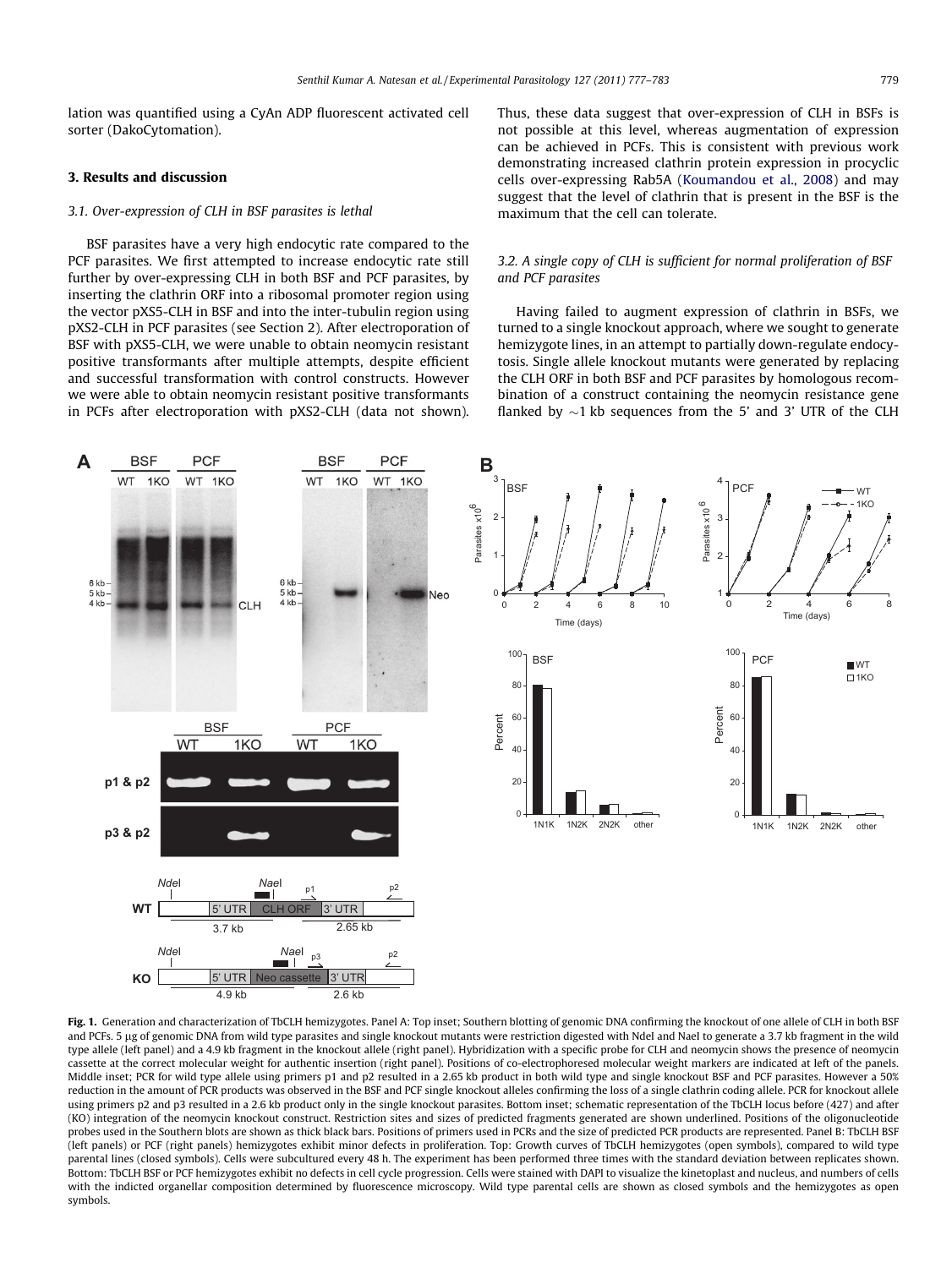lation was quantified using a CyAn ADP fluorescent activated cell sorter (DakoCytomation).

## 3. Results and discussion

### 3.1. Over-expression of CLH in BSF parasites is lethal

BSF parasites have a very high endocytic rate compared to the PCF parasites. We first attempted to increase endocytic rate still further by over-expressing CLH in both BSF and PCF parasites, by inserting the clathrin ORF into a ribosomal promoter region using the vector pXS5-CLH in BSF and into the inter-tubulin region using pXS2-CLH in PCF parasites (see Section 2). After electroporation of BSF with pXS5-CLH, we were unable to obtain neomycin resistant positive transformants after multiple attempts, despite efficient and successful transformation with control constructs. However we were able to obtain neomycin resistant positive transformants in PCFs after electroporation with pXS2-CLH (data not shown). Thus, these data suggest that over-expression of CLH in BSFs is not possible at this level, whereas augmentation of expression can be achieved in PCFs. This is consistent with previous work demonstrating increased clathrin protein expression in procyclic cells over-expressing Rab5A (Koumandou et al., 2008) and may suggest that the level of clathrin that is present in the BSF is the maximum that the cell can tolerate.

### 3.2. A single copy of CLH is sufficient for normal proliferation of BSF and PCF parasites

Having failed to augment expression of clathrin in BSFs, we turned to a single knockout approach, where we sought to generate hemizygote lines, in an attempt to partially down-regulate endocytosis. Single allele knockout mutants were generated by replacing the CLH ORF in both BSF and PCF parasites by homologous recombination of a construct containing the neomycin resistance gene flanked by ~1 kb sequences from the 5' and 3' UTR of the CLH

**Fig. 1.** Generation and characterization of TbCLH hemizygotes. Panel A: Top inset; Southern blotting of genomic DNA confirming the knockout of one allele of CLH in both BSF and PCFs. 5 μg of genomic DNA from wild type parasites and single knockout mutants were restriction digested with NdeI and NaeI to generate a 3.7 kb fragment in the wild type allele (left panel) and a 4.9 kb fragment in the knockout allele (right panel). Hybridization with a specific probe for CLH and neomycin shows the presence of neomycin cassette at the correct molecular weight for authentic insertion (right panel). Positions of co-electrophoresed molecular weight markers are indicated at left of the panels. Middle inset; PCR for wild type allele using primers p1 and p2 resulted in a 2.65 kb product in both wild type and single knockout BSF and PCF parasites. However a 50% reduction in the amount of PCR products was observed in the BSF and PCF single knockout alleles confirming the loss of a single clathrin coding allele. PCR for knockout allele using primers p2 and p3 resulted in a 2.6 kb product only in the single knockout parasites. Bottom inset; schematic representation of the TbCLH locus before (427) and after (KO) integration of the neomycin knockout construct. Restriction sites and sizes of predicted fragments generated are shown underlined. Positions of the oligonucleotide probes used in the Southern blots are shown as thick black bars. Positions of primers used in PCRs and the size of predicted PCR products are represented. Panel B: TbCLH BSF (left panels) or PCF (right panels) hemizygotes exhibit minor defects in proliferation. Top: Growth curves of TbCLH hemizygotes (open symbols), compared to wild type parental lines (closed symbols). Cells were subcultured every 48 h. The experiment has been performed three times with the standard deviation between replicates shown. Bottom: TbCLH BSF or PCF hemizygotes exhibit no defects in cell cycle progression. Cells were stained with DAPI to visualize the kinetoplast and nucleus, and numbers of cells with the indicted organellar composition determined by fluorescence microscopy. Wild type parental cells are shown as closed symbols and the hemizygotes as open symbols.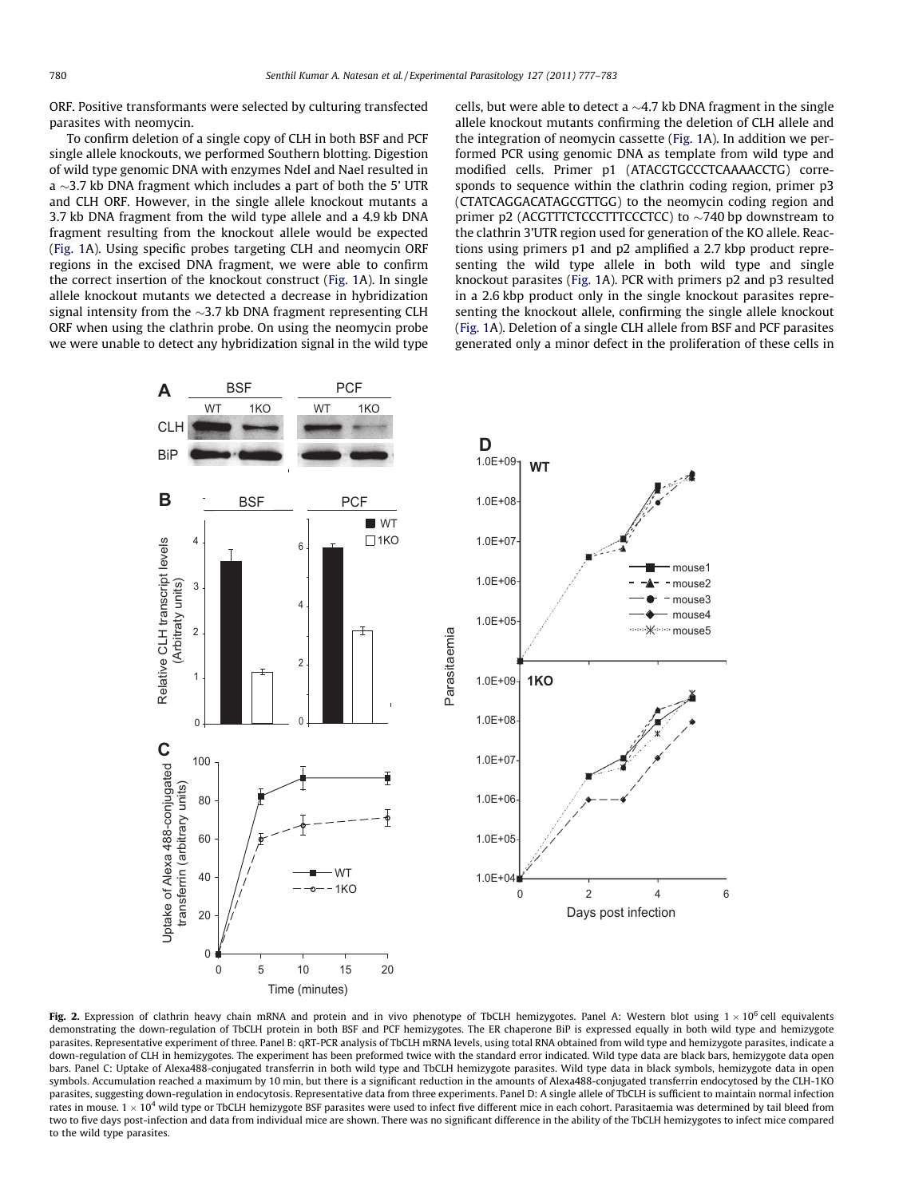ORF. Positive transformants were selected by culturing transfected parasites with neomycin.

To confirm deletion of a single copy of CLH in both BSF and PCF single allele knockouts, we performed Southern blotting. Digestion of wild type genomic DNA with enzymes NdeI and NaeI resulted in a ~3.7 kb DNA fragment which includes a part of both the 5′ UTR and CLH ORF. However, in the single allele knockout mutants a 3.7 kb DNA fragment from the wild type allele and a 4.9 kb DNA fragment resulting from the knockout allele would be expected (Fig. 1A). Using specific probes targeting CLH and neomycin ORF regions in the excised DNA fragment, we were able to confirm the correct insertion of the knockout construct (Fig. 1A). In single allele knockout mutants we detected a decrease in hybridization signal intensity from the ~3.7 kb DNA fragment representing CLH ORF when using the clathrin probe. On using the neomycin probe we were unable to detect any hybridization signal in the wild type cells, but were able to detect a ~4.7 kb DNA fragment in the single allele knockout mutants confirming the deletion of CLH allele and the integration of neomycin cassette (Fig. 1A). In addition we performed PCR using genomic DNA as template from wild type and modified cells. Primer p1 (ATACGTGCCCTCAAAACCTG) corresponds to sequence within the clathrin coding region, primer p3 (CTATCAGGACATAGCGTTGG) to the neomycin coding region and primer p2 (ACGTTTCTCCCTTTCCCTCC) to ~740 bp downstream to the clathrin 3′UTR region used for generation of the KO allele. Reactions using primers p1 and p2 amplified a 2.7 kbp product representing the wild type allele in both wild type and single knockout parasites (Fig. 1A). PCR with primers p2 and p3 resulted in a 2.6 kbp product only in the single knockout parasites representing the knockout allele, confirming the single allele knockout (Fig. 1A). Deletion of a single CLH allele from BSF and PCF parasites generated only a minor defect in the proliferation of these cells in

**Fig. 2.** Expression of clathrin heavy chain mRNA and protein and in vivo phenotype of TbCLH hemizygotes. Panel A: Western blot using $1 \times 10^6$ cell equivalents demonstrating the down-regulation of TbCLH protein in both BSF and PCF hemizygotes. The ER chaperone BiP is expressed equally in both wild type and hemizygote parasites. Representative experiment of three. Panel B: qRT-PCR analysis of TbCLH mRNA levels, using total RNA obtained from wild type and hemizygote parasites, indicate a down-regulation of CLH in hemizygotes. The experiment has been preformed twice with the standard error indicated. Wild type data are black bars, hemizygote data open bars. Panel C: Uptake of Alexa488-conjugated transferrin in both wild type and TbCLH hemizygote parasites. Wild type data in black symbols, hemizygote data in open symbols. Accumulation reached a maximum by 10 min, but there is a significant reduction in the amounts of Alexa488-conjugated transferrin endocytosed by the CLH-1KO parasites, suggesting down-regulation in endocytosis. Representative data from three experiments. Panel D: A single allele of TbCLH is sufficient to maintain normal infection rates in mouse. $1 \times 10^4$ wild type or TbCLH hemizygote BSF parasites were used to infect five different mice in each cohort. Parasitaemia was determined by tail bleed from two to five days post-infection and data from individual mice are shown. There was no significant difference in the ability of the TbCLH hemizygotes to infect mice compared to the wild type parasites.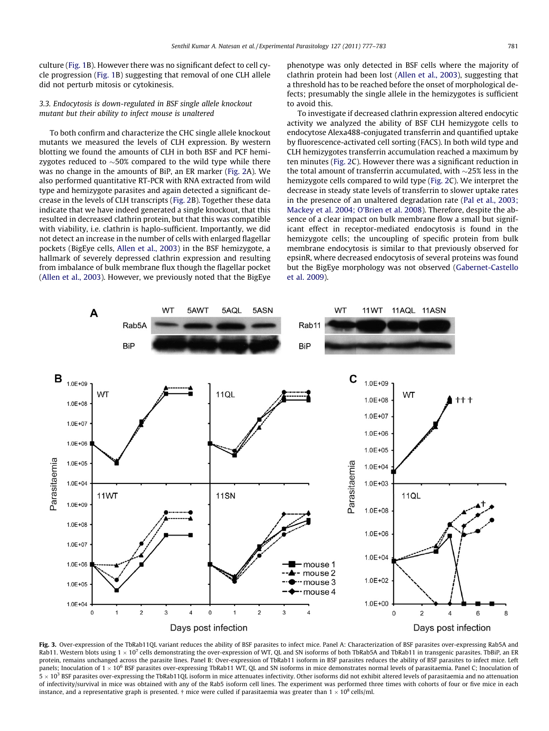culture (Fig. 1B). However there was no significant defect to cell cycle progression (Fig. 1B) suggesting that removal of one CLH allele did not perturb mitosis or cytokinesis.

### 3.3. Endocytosis is down-regulated in BSF single allele knockout mutant but their ability to infect mouse is unaltered

To both confirm and characterize the CHC single allele knockout mutants we measured the levels of CLH expression. By western blotting we found the amounts of CLH in both BSF and PCF hemizygotes reduced to ~50% compared to the wild type while there was no change in the amounts of BiP, an ER marker (Fig. 2A). We also performed quantitative RT-PCR with RNA extracted from wild type and hemizygote parasites and again detected a significant decrease in the levels of CLH transcripts (Fig. 2B). Together these data indicate that we have indeed generated a single knockout, that this resulted in decreased clathrin protein, but that this was compatible with viability, i.e. clathrin is haplo-sufficient. Importantly, we did not detect an increase in the number of cells with enlarged flagellar pockets (BigEye cells, Allen et al., 2003) in the BSF hemizygote, a hallmark of severely depressed clathrin expression and resulting from imbalance of bulk membrane flux though the flagellar pocket (Allen et al., 2003). However, we previously noted that the BigEye phenotype was only detected in BSF cells where the majority of clathrin protein had been lost (Allen et al., 2003), suggesting that a threshold has to be reached before the onset of morphological defects; presumably the single allele in the hemizygotes is sufficient to avoid this.

To investigate if decreased clathrin expression altered endocytic activity we analyzed the ability of BSF CLH hemizygote cells to endocytose Alexa488-conjugated transferrin and quantified uptake by fluorescence-activated cell sorting (FACS). In both wild type and CLH hemizygotes transferrin accumulation reached a maximum by ten minutes (Fig. 2C). However there was a significant reduction in the total amount of transferrin accumulated, with ~25% less in the hemizygote cells compared to wild type (Fig. 2C). We interpret the decrease in steady state levels of transferrin to slower uptake rates in the presence of an unaltered degradation rate (Pal et al., 2003; Mackey et al. 2004; O'Brien et al. 2008). Therefore, despite the absence of a clear impact on bulk membrane flow a small but significant effect in receptor-mediated endocytosis is found in the hemizygote cells; the uncoupling of specific protein from bulk membrane endocytosis is similar to that previously observed for epsinR, where decreased endocytosis of several proteins was found but the BigEye morphology was not observed (Gabernet-Castello et al. 2009).

**Fig. 3.** Over-expression of the TbRab11QL variant reduces the ability of BSF parasites to infect mice. Panel A: Characterization of BSF parasites over-expressing Rab5A and Rab11. Western blots using $1 \times 10^7$ cells demonstrating the over-expression of WT, QL and SN isoforms of both TbRab5A and TbRab11 in transgenic parasites. TbBiP, an ER protein, remains unchanged across the parasite lines. Panel B: Over-expression of TbRab11 isoform in BSF parasites reduces the ability of BSF parasites to infect mice. Left panels; Inoculation of $1 \times 10^6$ BSF parasites over-expressing TbRab11 WT, QL and SN isoforms in mice demonstrates normal levels of parasitaemia. Panel C; Inoculation of $5 \times 10^3$ BSF parasites over-expressing the TbRab11QL isoform in mice attenuates infectivity. Other isoforms did not exhibit altered levels of parasitaemia and no attenuation of infectivity/survival in mice was obtained with any of the Rab5 isoform cell lines. The experiment was performed three times with cohorts of four or five mice in each instance, and a representative graph is presented. † mice were culled if parasitaemia was greater than $1 \times 10^8$ cells/ml.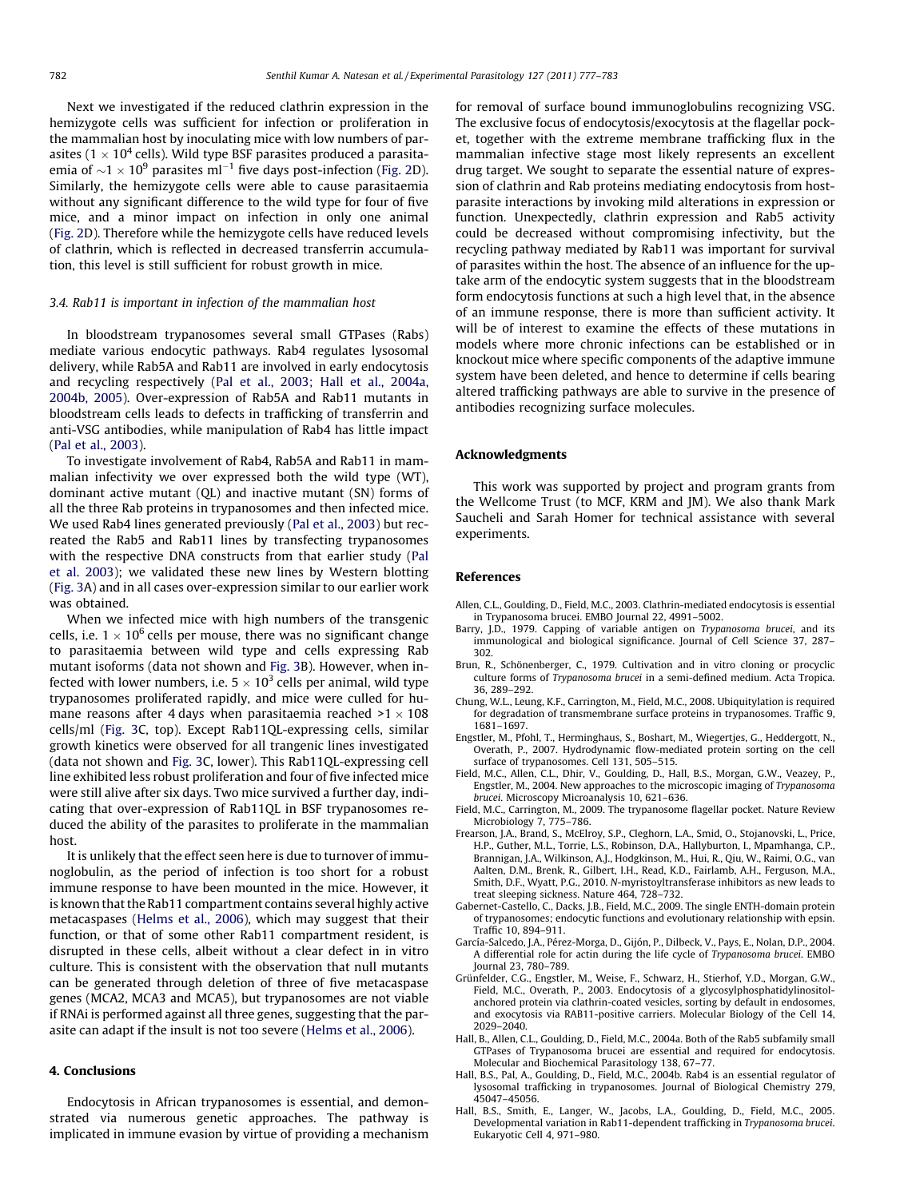Next we investigated if the reduced clathrin expression in the hemizygote cells was sufficient for infection or proliferation in the mammalian host by inoculating mice with low numbers of parasites ($1 \times 10^4$ cells). Wild type BSF parasites produced a parasitaemia of $\sim 1 \times 10^9$ parasites $ml^{-1}$ five days post-infection (Fig. 2D). Similarly, the hemizygote cells were able to cause parasitaemia without any significant difference to the wild type for four of five mice, and a minor impact on infection in only one animal (Fig. 2D). Therefore while the hemizygote cells have reduced levels of clathrin, which is reflected in decreased transferrin accumulation, this level is still sufficient for robust growth in mice.

### 3.4. Rab11 is important in infection of the mammalian host

In bloodstream trypanosomes several small GTPases (Rabs) mediate various endocytic pathways. Rab4 regulates lysosomal delivery, while Rab5A and Rab11 are involved in early endocytosis and recycling respectively (Pal et al., 2003; Hall et al., 2004a, 2004b, 2005). Over-expression of Rab5A and Rab11 mutants in bloodstream cells leads to defects in trafficking of transferrin and anti-VSG antibodies, while manipulation of Rab4 has little impact (Pal et al., 2003).

To investigate involvement of Rab4, Rab5A and Rab11 in mammalian infectivity we over expressed both the wild type (WT), dominant active mutant (QL) and inactive mutant (SN) forms of all the three Rab proteins in trypanosomes and then infected mice. We used Rab4 lines generated previously (Pal et al., 2003) but recreated the Rab5 and Rab11 lines by transfecting trypanosomes with the respective DNA constructs from that earlier study (Pal et al. 2003); we validated these new lines by Western blotting (Fig. 3A) and in all cases over-expression similar to our earlier work was obtained.

When we infected mice with high numbers of the transgenic cells, i.e. $1 \times 10^6$ cells per mouse, there was no significant change to parasitaemia between wild type and cells expressing Rab mutant isoforms (data not shown and Fig. 3B). However, when infected with lower numbers, i.e. $5 \times 10^3$ cells per animal, wild type trypanosomes proliferated rapidly, and mice were culled for humane reasons after 4 days when parasitaemia reached >1 × 108 cells/ml (Fig. 3C, top). Except Rab11QL-expressing cells, similar growth kinetics were observed for all trangenic lines investigated (data not shown and Fig. 3C, lower). This Rab11QL-expressing cell line exhibited less robust proliferation and four of five infected mice were still alive after six days. Two mice survived a further day, indicating that over-expression of Rab11QL in BSF trypanosomes reduced the ability of the parasites to proliferate in the mammalian host.

It is unlikely that the effect seen here is due to turnover of immunoglobulin, as the period of infection is too short for a robust immune response to have been mounted in the mice. However, it is known that the Rab11 compartment contains several highly active metacaspases (Helms et al., 2006), which may suggest that their function, or that of some other Rab11 compartment resident, is disrupted in these cells, albeit without a clear defect in in vitro culture. This is consistent with the observation that null mutants can be generated through deletion of three of five metacaspase genes (MCA2, MCA3 and MCA5), but trypanosomes are not viable if RNAi is performed against all three genes, suggesting that the parasite can adapt if the insult is not too severe (Helms et al., 2006).

## 4. Conclusions

Endocytosis in African trypanosomes is essential, and demonstrated via numerous genetic approaches. The pathway is implicated in immune evasion by virtue of providing a mechanism for removal of surface bound immunoglobulins recognizing VSG. The exclusive focus of endocytosis/exocytosis at the flagellar pocket, together with the extreme membrane trafficking flux in the mammalian infective stage most likely represents an excellent drug target. We sought to separate the essential nature of expression of clathrin and Rab proteins mediating endocytosis from host-parasite interactions by invoking mild alterations in expression or function. Unexpectedly, clathrin expression and Rab5 activity could be decreased without compromising infectivity, but the recycling pathway mediated by Rab11 was important for survival of parasites within the host. The absence of an influence for the uptake arm of the endocytic system suggests that in the bloodstream form endocytosis functions at such a high level that, in the absence of an immune response, there is more than sufficient activity. It will be of interest to examine the effects of these mutations in models where more chronic infections can be established or in knockout mice where specific components of the adaptive immune system have been deleted, and hence to determine if cells bearing altered trafficking pathways are able to survive in the presence of antibodies recognizing surface molecules.

## Acknowledgments

This work was supported by project and program grants from the Wellcome Trust (to MCF, KRM and JM). We also thank Mark Saucheli and Sarah Homer for technical assistance with several experiments.

## References

Allen, C.L., Goulding, D., Field, M.C., 2003. Clathrin-mediated endocytosis is essential in Trypanosoma brucei. EMBO Journal 22, 4991–5002.

Barry, J.D., 1979. Capping of variable antigen on *Trypanosoma brucei*, and its immunological and biological significance. Journal of Cell Science 37, 287–302.

Brun, R., Schönenberger, C., 1979. Cultivation and in vitro cloning or procyclic culture forms of *Trypanosoma brucei* in a semi-defined medium. Acta Tropica. 36, 289–292.

Chung, W.L., Leung, K.F., Carrington, M., Field, M.C., 2008. Ubiquitylation is required for degradation of transmembrane surface proteins in trypanosomes. Traffic 9, 1681–1697.

Engstler, M., Pfohl, T., Herminghaus, S., Boshart, M., Wiegertjes, G., Heddergott, N., Overath, P., 2007. Hydrodynamic flow-mediated protein sorting on the cell surface of trypanosomes. Cell 131, 505–515.

Field, M.C., Allen, C.L., Dhir, V., Goulding, D., Hall, B.S., Morgan, G.W., Veazey, P., Engstler, M., 2004. New approaches to the microscopic imaging of *Trypanosoma brucei*. Microscopy Microanalysis 10, 621–636.

Field, M.C., Carrington, M., 2009. The trypanosome flagellar pocket. Nature Review Microbiology 7, 775–786.

Frearson, J.A., Brand, S., McElroy, S.P., Cleghorn, L.A., Smid, O., Stojanovski, L., Price, H.P., Guther, M.L., Torrie, L.S., Robinson, D.A., Hallyburton, I., Mpamhanga, C.P., Brannigan, J.A., Wilkinson, A.J., Hodgkinson, M., Hui, R., Qiu, W., Raimi, O.G., van Aalten, D.M., Brenk, R., Gilbert, I.H., Read, K.D., Fairlamb, A.H., Ferguson, M.A., Smith, D.F., Wyatt, P.G., 2010. N-myristoyltransferase inhibitors as new leads to treat sleeping sickness. Nature 464, 728–732.

Gabernet-Castello, C., Dacks, J.B., Field, M.C., 2009. The single ENTH-domain protein of trypanosomes; endocytic functions and evolutionary relationship with epsin. Traffic 10, 894–911.

García-Salcedo, J.A., Pérez-Morga, D., Gijón, P., Dilbeck, V., Pays, E., Nolan, D.P., 2004. A differential role for actin during the life cycle of *Trypanosoma brucei*. EMBO Journal 23, 780–789.

Grünfelder, C.G., Engstler, M., Weise, F., Schwarz, H., Stierhof, Y.D., Morgan, G.W., Field, M.C., Overath, P., 2003. Endocytosis of a glycosylphosphatidylinositol-anchored protein via clathrin-coated vesicles, sorting by default in endosomes, and exocytosis via RAB11-positive carriers. Molecular Biology of the Cell 14, 2029–2040.

Hall, B., Allen, C.L., Goulding, D., Field, M.C., 2004a. Both of the Rab5 subfamily small GTPases of Trypanosoma brucei are essential and required for endocytosis. Molecular and Biochemical Parasitology 138, 67–77.

Hall, B.S., Pal, A., Goulding, D., Field, M.C., 2004b. Rab4 is an essential regulator of lysosomal trafficking in trypanosomes. Journal of Biological Chemistry 279, 45047–45056.

Hall, B.S., Smith, E., Langer, W., Jacobs, L.A., Goulding, D., Field, M.C., 2005. Developmental variation in Rab11-dependent trafficking in *Trypanosoma brucei*. Eukaryotic Cell 4, 971–980.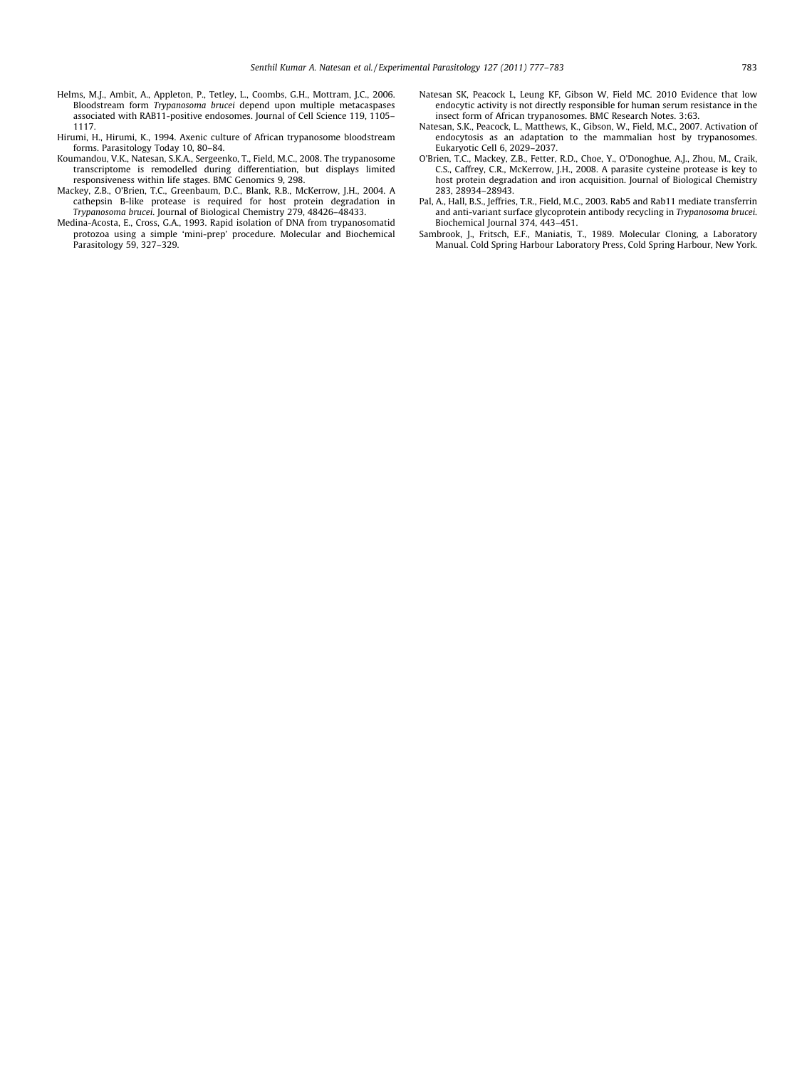Helms, M.J., Ambit, A., Appleton, P., Tetley, L., Coombs, G.H., Mottram, J.C., 2006. Bloodstream form *Trypanosoma brucei* depend upon multiple metacaspases associated with RAB11-positive endosomes. Journal of Cell Science 119, 1105–1117.

Hirumi, H., Hirumi, K., 1994. Axenic culture of African trypanosome bloodstream forms. Parasitology Today 10, 80–84.

Koumandou, V.K., Natesan, S.K.A., Sergeenko, T., Field, M.C., 2008. The trypanosome transcriptome is remodelled during differentiation, but displays limited responsiveness within life stages. BMC Genomics 9, 298.

Mackey, Z.B., O'Brien, T.C., Greenbaum, D.C., Blank, R.B., McKerrow, J.H., 2004. A cathepsin B-like protease is required for host protein degradation in *Trypanosoma brucei*. Journal of Biological Chemistry 279, 48426–48433.

Medina-Acosta, E., Cross, G.A., 1993. Rapid isolation of DNA from trypanosomatid protozoa using a simple 'mini-prep' procedure. Molecular and Biochemical Parasitology 59, 327–329.

Natesan SK, Peacock L, Leung KF, Gibson W, Field MC. 2010 Evidence that low endocytic activity is not directly responsible for human serum resistance in the insect form of African trypanosomes. BMC Research Notes. 3:63.

Natesan, S.K., Peacock, L., Matthews, K., Gibson, W., Field, M.C., 2007. Activation of endocytosis as an adaptation to the mammalian host by trypanosomes. Eukaryotic Cell 6, 2029–2037.

O'Brien, T.C., Mackey, Z.B., Fetter, R.D., Choe, Y., O'Donoghue, A.J., Zhou, M., Craik, C.S., Caffrey, C.R., McKerrow, J.H., 2008. A parasite cysteine protease is key to host protein degradation and iron acquisition. Journal of Biological Chemistry 283, 28934–28943.

Pal, A., Hall, B.S., Jeffries, T.R., Field, M.C., 2003. Rab5 and Rab11 mediate transferrin and anti-variant surface glycoprotein antibody recycling in *Trypanosoma brucei*. Biochemical Journal 374, 443–451.

Sambrook, J., Fritsch, E.F., Maniatis, T., 1989. Molecular Cloning, a Laboratory Manual. Cold Spring Harbour Laboratory Press, Cold Spring Harbour, New York.